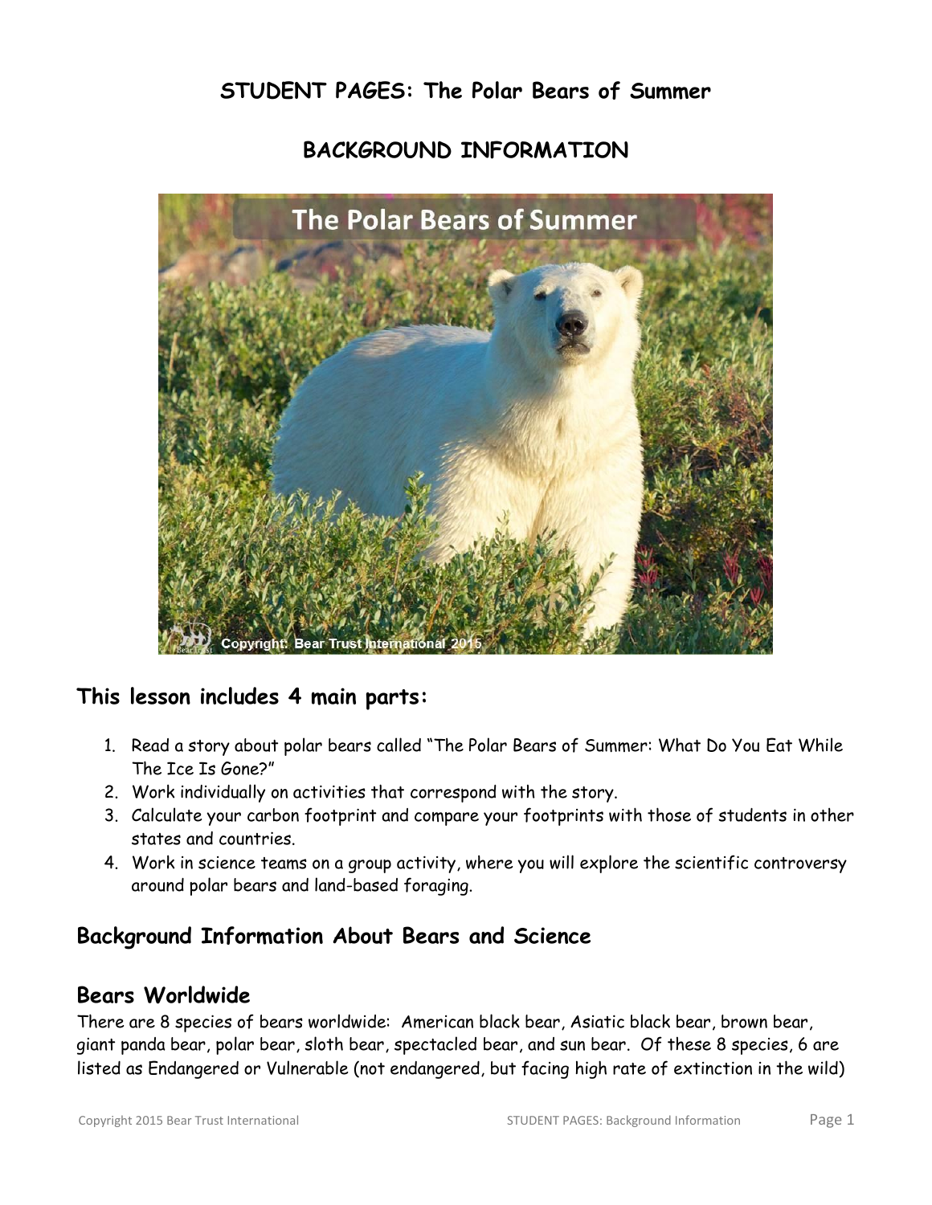# STUDENT PAGES: The Polar Bears of Summer

## BACKGROUND INFORMATION

## This lesson includes 4 main parts:

1. Read a story about polar bears called "The Polar Bears of Summer: What Do You Eat While The Ice Is Gone?"
2. Work individually on activities that correspond with the story.
3. Calculate your carbon footprint and compare your footprints with those of students in other states and countries.
4. Work in science teams on a group activity, where you will explore the scientific controversy around polar bears and land-based foraging.

## Background Information About Bears and Science

### Bears Worldwide

There are 8 species of bears worldwide: American black bear, Asiatic black bear, brown bear, giant panda bear, polar bear, sloth bear, spectacled bear, and sun bear. Of these 8 species, 6 are listed as Endangered or Vulnerable (not endangered, but facing high rate of extinction in the wild)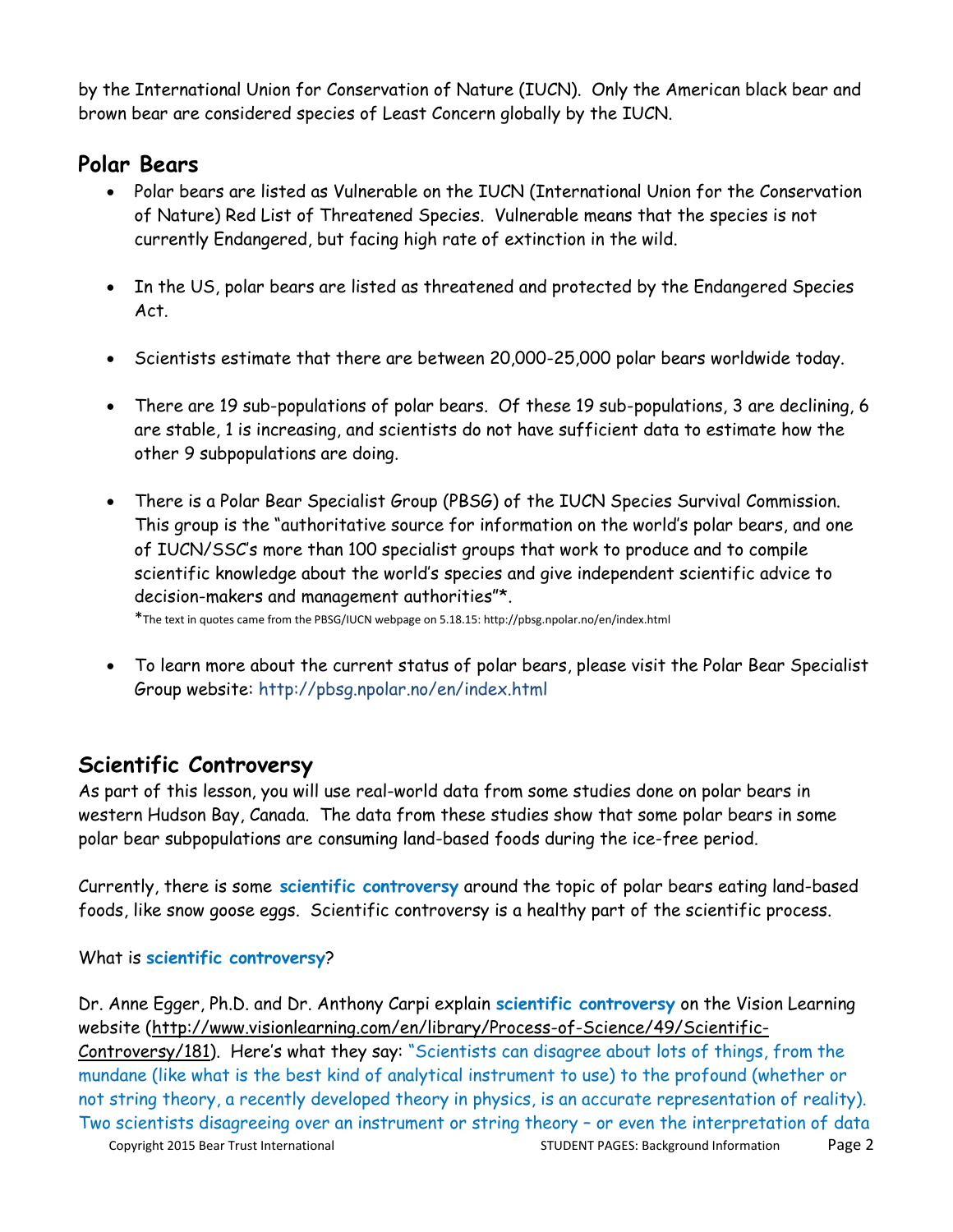by the International Union for Conservation of Nature (IUCN). Only the American black bear and brown bear are considered species of Least Concern globally by the IUCN.

## Polar Bears

- Polar bears are listed as Vulnerable on the IUCN (International Union for the Conservation of Nature) Red List of Threatened Species. Vulnerable means that the species is not currently Endangered, but facing high rate of extinction in the wild.

- In the US, polar bears are listed as threatened and protected by the Endangered Species Act.

- Scientists estimate that there are between 20,000-25,000 polar bears worldwide today.

- There are 19 sub-populations of polar bears. Of these 19 sub-populations, 3 are declining, 6 are stable, 1 is increasing, and scientists do not have sufficient data to estimate how the other 9 subpopulations are doing.

- There is a Polar Bear Specialist Group (PBSG) of the IUCN Species Survival Commission. This group is the "authoritative source for information on the world's polar bears, and one of IUCN/SSC's more than 100 specialist groups that work to produce and to compile scientific knowledge about the world's species and give independent scientific advice to decision-makers and management authorities"*.

  *The text in quotes came from the PBSG/IUCN webpage on 5.18.15: http://pbsg.npolar.no/en/index.html

- To learn more about the current status of polar bears, please visit the Polar Bear Specialist Group website: http://pbsg.npolar.no/en/index.html

## Scientific Controversy

As part of this lesson, you will use real-world data from some studies done on polar bears in western Hudson Bay, Canada. The data from these studies show that some polar bears in some polar bear subpopulations are consuming land-based foods during the ice-free period.

Currently, there is some **scientific controversy** around the topic of polar bears eating land-based foods, like snow goose eggs. Scientific controversy is a healthy part of the scientific process.

What is **scientific controversy**?

Dr. Anne Egger, Ph.D. and Dr. Anthony Carpi explain **scientific controversy** on the Vision Learning website (http://www.visionlearning.com/en/library/Process-of-Science/49/Scientific-Controversy/181). Here's what they say: "Scientists can disagree about lots of things, from the mundane (like what is the best kind of analytical instrument to use) to the profound (whether or not string theory, a recently developed theory in physics, is an accurate representation of reality). Two scientists disagreeing over an instrument or string theory – or even the interpretation of data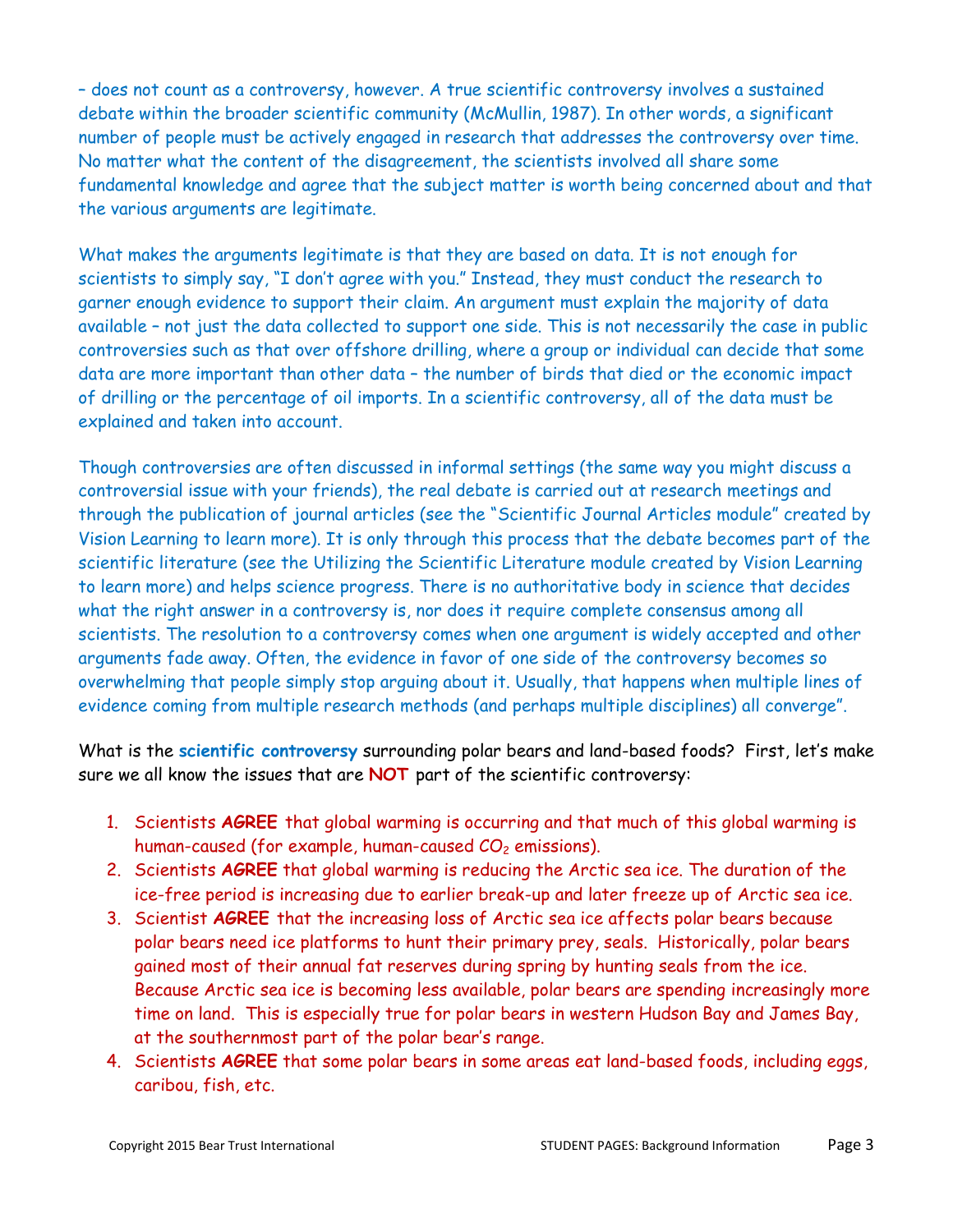– does not count as a controversy, however. A true scientific controversy involves a sustained debate within the broader scientific community (McMullin, 1987). In other words, a significant number of people must be actively engaged in research that addresses the controversy over time. No matter what the content of the disagreement, the scientists involved all share some fundamental knowledge and agree that the subject matter is worth being concerned about and that the various arguments are legitimate.

What makes the arguments legitimate is that they are based on data. It is not enough for scientists to simply say, "I don't agree with you." Instead, they must conduct the research to garner enough evidence to support their claim. An argument must explain the majority of data available – not just the data collected to support one side. This is not necessarily the case in public controversies such as that over offshore drilling, where a group or individual can decide that some data are more important than other data – the number of birds that died or the economic impact of drilling or the percentage of oil imports. In a scientific controversy, all of the data must be explained and taken into account.

Though controversies are often discussed in informal settings (the same way you might discuss a controversial issue with your friends), the real debate is carried out at research meetings and through the publication of journal articles (see the "Scientific Journal Articles module" created by Vision Learning to learn more). It is only through this process that the debate becomes part of the scientific literature (see the Utilizing the Scientific Literature module created by Vision Learning to learn more) and helps science progress. There is no authoritative body in science that decides what the right answer in a controversy is, nor does it require complete consensus among all scientists. The resolution to a controversy comes when one argument is widely accepted and other arguments fade away. Often, the evidence in favor of one side of the controversy becomes so overwhelming that people simply stop arguing about it. Usually, that happens when multiple lines of evidence coming from multiple research methods (and perhaps multiple disciplines) all converge".

What is the **scientific controversy** surrounding polar bears and land-based foods? First, let's make sure we all know the issues that are **NOT** part of the scientific controversy:

1. Scientists **AGREE** that global warming is occurring and that much of this global warming is human-caused (for example, human-caused $CO_2$ emissions).
2. Scientists **AGREE** that global warming is reducing the Arctic sea ice. The duration of the ice-free period is increasing due to earlier break-up and later freeze up of Arctic sea ice.
3. Scientist **AGREE** that the increasing loss of Arctic sea ice affects polar bears because polar bears need ice platforms to hunt their primary prey, seals. Historically, polar bears gained most of their annual fat reserves during spring by hunting seals from the ice. Because Arctic sea ice is becoming less available, polar bears are spending increasingly more time on land. This is especially true for polar bears in western Hudson Bay and James Bay, at the southernmost part of the polar bear's range.
4. Scientists **AGREE** that some polar bears in some areas eat land-based foods, including eggs, caribou, fish, etc.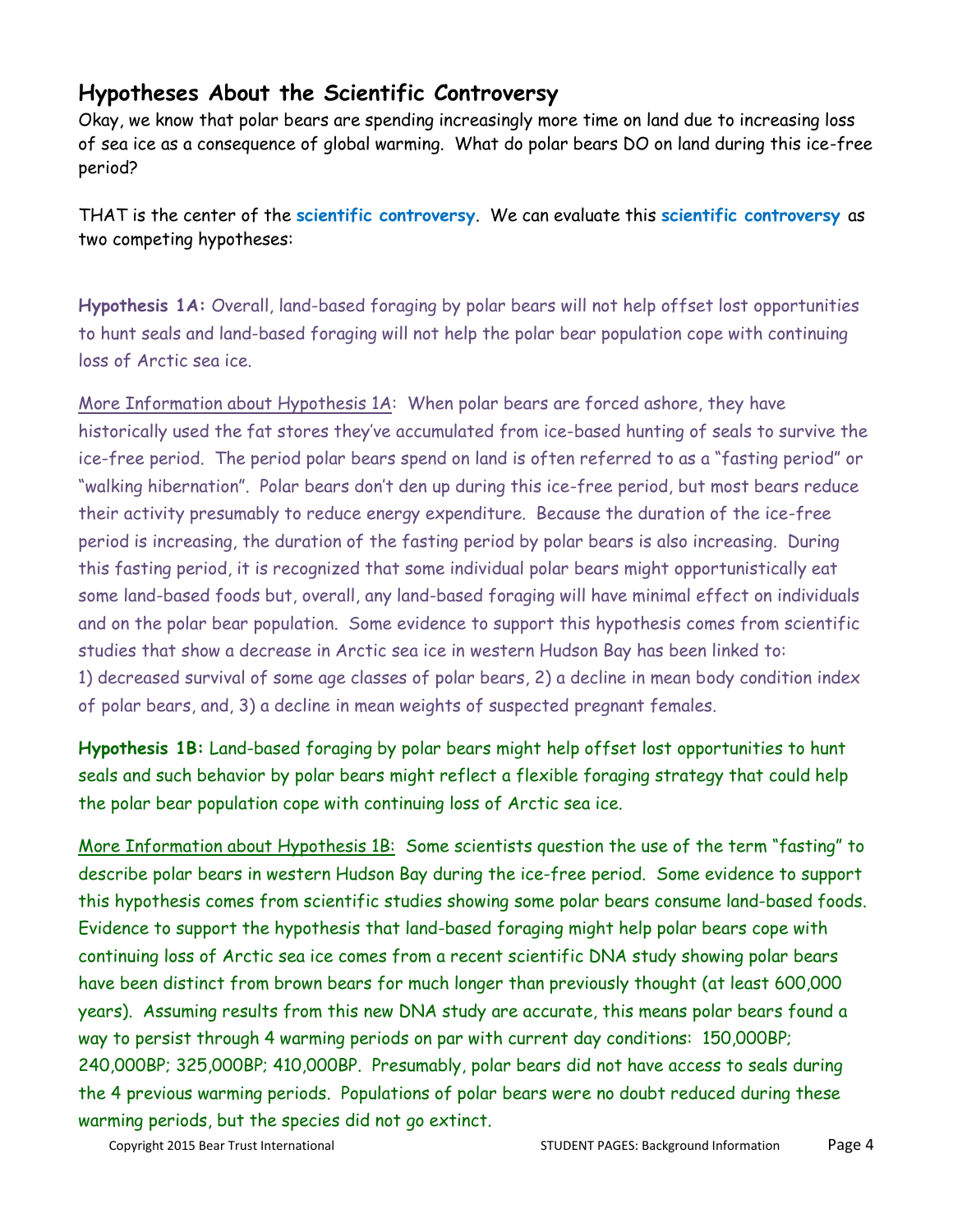## Hypotheses About the Scientific Controversy

Okay, we know that polar bears are spending increasingly more time on land due to increasing loss of sea ice as a consequence of global warming. What do polar bears DO on land during this ice-free period?

THAT is the center of the **scientific controversy**. We can evaluate this **scientific controversy** as two competing hypotheses:

**Hypothesis 1A:** Overall, land-based foraging by polar bears will not help offset lost opportunities to hunt seals and land-based foraging will not help the polar bear population cope with continuing loss of Arctic sea ice.

More Information about Hypothesis 1A: When polar bears are forced ashore, they have historically used the fat stores they've accumulated from ice-based hunting of seals to survive the ice-free period. The period polar bears spend on land is often referred to as a "fasting period" or "walking hibernation". Polar bears don't den up during this ice-free period, but most bears reduce their activity presumably to reduce energy expenditure. Because the duration of the ice-free period is increasing, the duration of the fasting period by polar bears is also increasing. During this fasting period, it is recognized that some individual polar bears might opportunistically eat some land-based foods but, overall, any land-based foraging will have minimal effect on individuals and on the polar bear population. Some evidence to support this hypothesis comes from scientific studies that show a decrease in Arctic sea ice in western Hudson Bay has been linked to: 1) decreased survival of some age classes of polar bears, 2) a decline in mean body condition index of polar bears, and, 3) a decline in mean weights of suspected pregnant females.

**Hypothesis 1B:** Land-based foraging by polar bears might help offset lost opportunities to hunt seals and such behavior by polar bears might reflect a flexible foraging strategy that could help the polar bear population cope with continuing loss of Arctic sea ice.

More Information about Hypothesis 1B: Some scientists question the use of the term "fasting" to describe polar bears in western Hudson Bay during the ice-free period. Some evidence to support this hypothesis comes from scientific studies showing some polar bears consume land-based foods. Evidence to support the hypothesis that land-based foraging might help polar bears cope with continuing loss of Arctic sea ice comes from a recent scientific DNA study showing polar bears have been distinct from brown bears for much longer than previously thought (at least 600,000 years). Assuming results from this new DNA study are accurate, this means polar bears found a way to persist through 4 warming periods on par with current day conditions: 150,000BP; 240,000BP; 325,000BP; 410,000BP. Presumably, polar bears did not have access to seals during the 4 previous warming periods. Populations of polar bears were no doubt reduced during these warming periods, but the species did not go extinct.